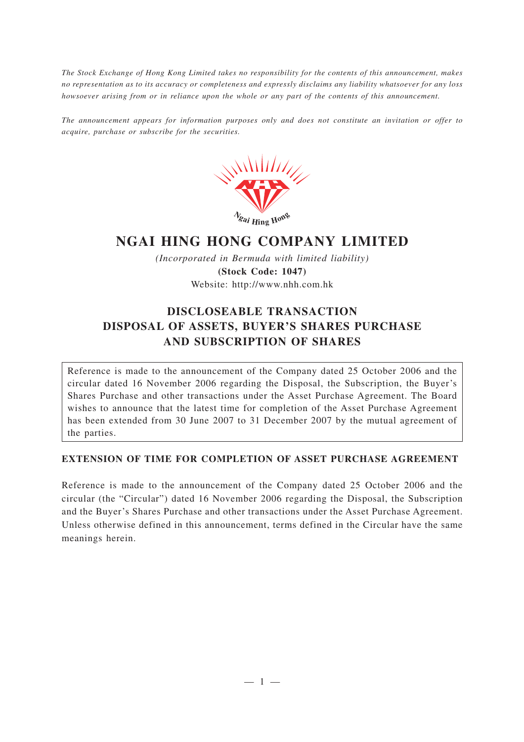*The Stock Exchange of Hong Kong Limited takes no responsibility for the contents of this announcement, makes no representation as to its accuracy or completeness and expressly disclaims any liability whatsoever for any loss howsoever arising from or in reliance upon the whole or any part of the contents of this announcement.*

*The announcement appears for information purposes only and does not constitute an invitation or offer to acquire, purchase or subscribe for the securities.*

# NGAI HING HONG COMPANY LIMITED

*(Incorporated in Bermuda with limited liability)*

**(Stock Code: 1047)**

Website: http://www.nhh.com.hk

## DISCLOSEABLE TRANSACTION DISPOSAL OF ASSETS, BUYER'S SHARES PURCHASE AND SUBSCRIPTION OF SHARES

Reference is made to the announcement of the Company dated 25 October 2006 and the circular dated 16 November 2006 regarding the Disposal, the Subscription, the Buyer's Shares Purchase and other transactions under the Asset Purchase Agreement. The Board wishes to announce that the latest time for completion of the Asset Purchase Agreement has been extended from 30 June 2007 to 31 December 2007 by the mutual agreement of the parties.

### EXTENSION OF TIME FOR COMPLETION OF ASSET PURCHASE AGREEMENT

Reference is made to the announcement of the Company dated 25 October 2006 and the circular (the "Circular") dated 16 November 2006 regarding the Disposal, the Subscription and the Buyer's Shares Purchase and other transactions under the Asset Purchase Agreement. Unless otherwise defined in this announcement, terms defined in the Circular have the same meanings herein.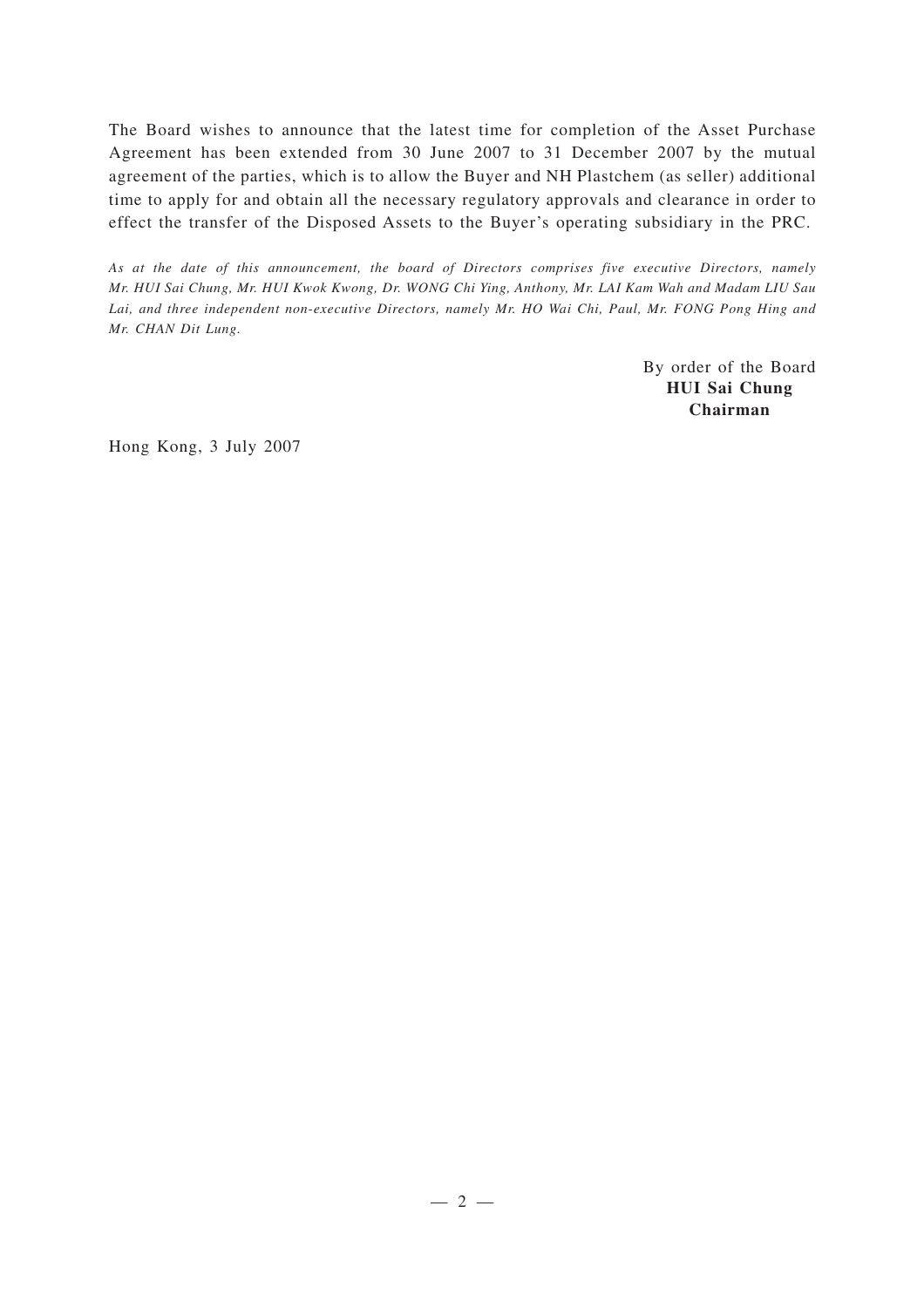The Board wishes to announce that the latest time for completion of the Asset Purchase Agreement has been extended from 30 June 2007 to 31 December 2007 by the mutual agreement of the parties, which is to allow the Buyer and NH Plastchem (as seller) additional time to apply for and obtain all the necessary regulatory approvals and clearance in order to effect the transfer of the Disposed Assets to the Buyer's operating subsidiary in the PRC.

*As at the date of this announcement, the board of Directors comprises five executive Directors, namely Mr. HUI Sai Chung, Mr. HUI Kwok Kwong, Dr. WONG Chi Ying, Anthony, Mr. LAI Kam Wah and Madam LIU Sau Lai, and three independent non-executive Directors, namely Mr. HO Wai Chi, Paul, Mr. FONG Pong Hing and Mr. CHAN Dit Lung.*

By order of the Board
**HUI Sai Chung**
**Chairman**

Hong Kong, 3 July 2007